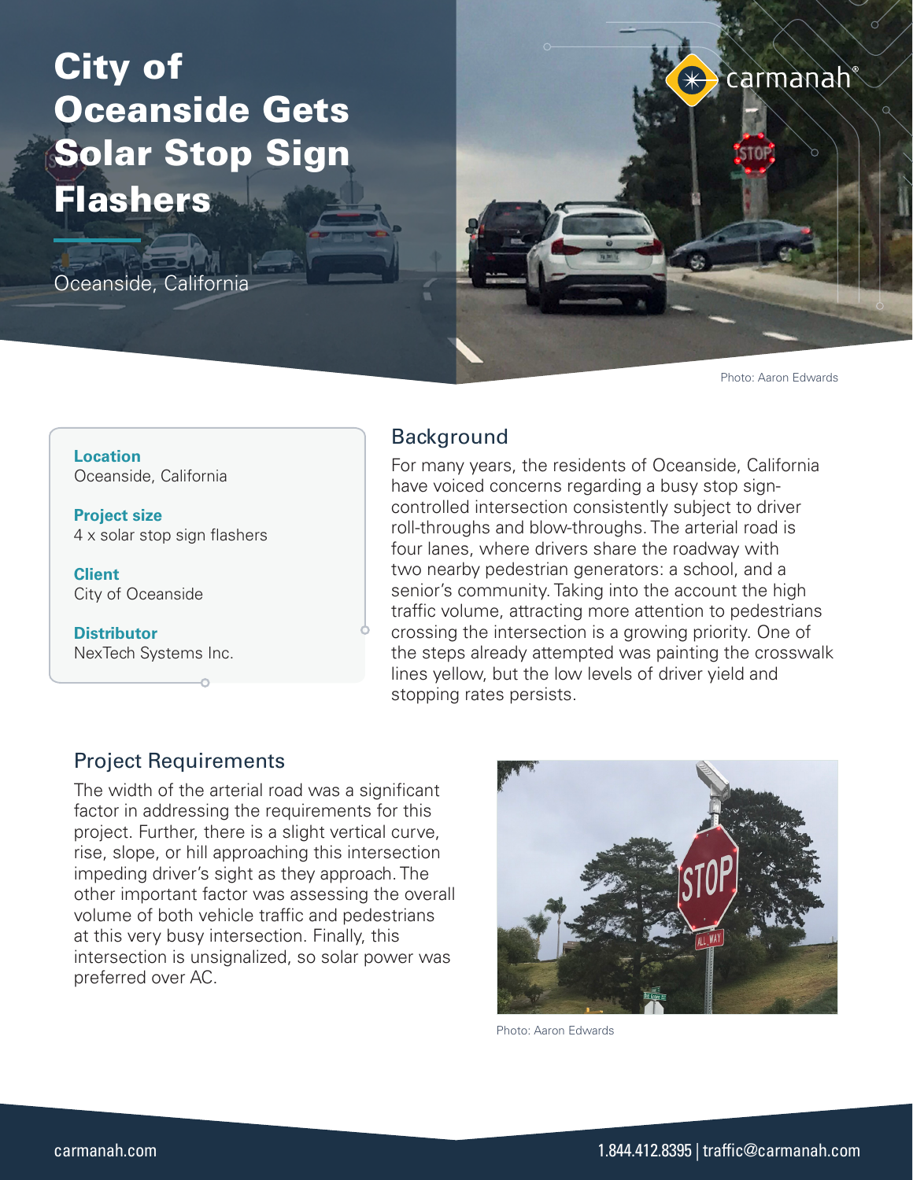# City of Oceanside Gets Solar Stop Sign Flashers

Oceanside, California

Photo: Aaron Edwards

**Location**
Oceanside, California

**Project size**
4 x solar stop sign flashers

**Client**
City of Oceanside

**Distributor**
NexTech Systems Inc.

## Background

For many years, the residents of Oceanside, California have voiced concerns regarding a busy stop sign-controlled intersection consistently subject to driver roll-throughs and blow-throughs. The arterial road is four lanes, where drivers share the roadway with two nearby pedestrian generators: a school, and a senior's community. Taking into the account the high traffic volume, attracting more attention to pedestrians crossing the intersection is a growing priority. One of the steps already attempted was painting the crosswalk lines yellow, but the low levels of driver yield and stopping rates persists.

## Project Requirements

The width of the arterial road was a significant factor in addressing the requirements for this project. Further, there is a slight vertical curve, rise, slope, or hill approaching this intersection impeding driver's sight as they approach. The other important factor was assessing the overall volume of both vehicle traffic and pedestrians at this very busy intersection. Finally, this intersection is unsignalized, so solar power was preferred over AC.

Photo: Aaron Edwards

carmanah.com

1.844.412.8395 | traffic@carmanah.com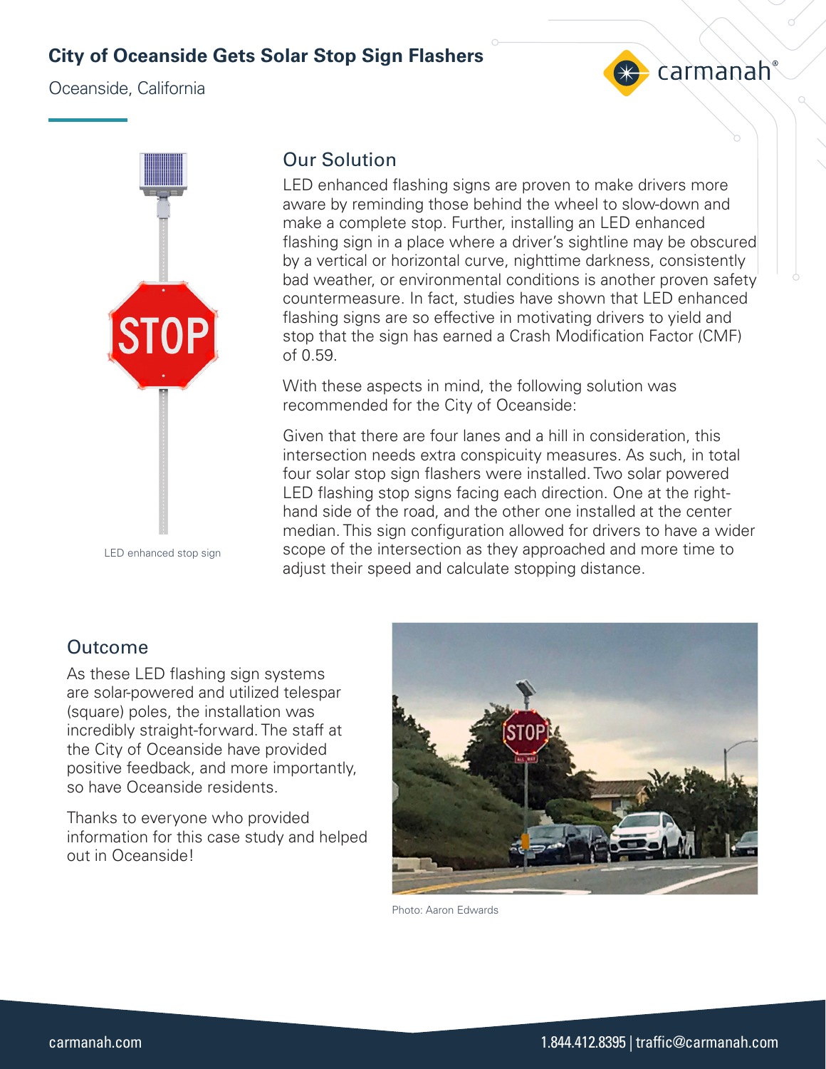# City of Oceanside Gets Solar Stop Sign Flashers

Oceanside, California

LED enhanced stop sign

## Our Solution

LED enhanced flashing signs are proven to make drivers more aware by reminding those behind the wheel to slow-down and make a complete stop. Further, installing an LED enhanced flashing sign in a place where a driver's sightline may be obscured by a vertical or horizontal curve, nighttime darkness, consistently bad weather, or environmental conditions is another proven safety countermeasure. In fact, studies have shown that LED enhanced flashing signs are so effective in motivating drivers to yield and stop that the sign has earned a Crash Modification Factor (CMF) of 0.59.

With these aspects in mind, the following solution was recommended for the City of Oceanside:

Given that there are four lanes and a hill in consideration, this intersection needs extra conspicuity measures. As such, in total four solar stop sign flashers were installed. Two solar powered LED flashing stop signs facing each direction. One at the right-hand side of the road, and the other one installed at the center median. This sign configuration allowed for drivers to have a wider scope of the intersection as they approached and more time to adjust their speed and calculate stopping distance.

## Outcome

As these LED flashing sign systems are solar-powered and utilized telespar (square) poles, the installation was incredibly straight-forward. The staff at the City of Oceanside have provided positive feedback, and more importantly, so have Oceanside residents.

Thanks to everyone who provided information for this case study and helped out in Oceanside!

Photo: Aaron Edwards

carmanah.com

1.844.412.8395 | traffic@carmanah.com